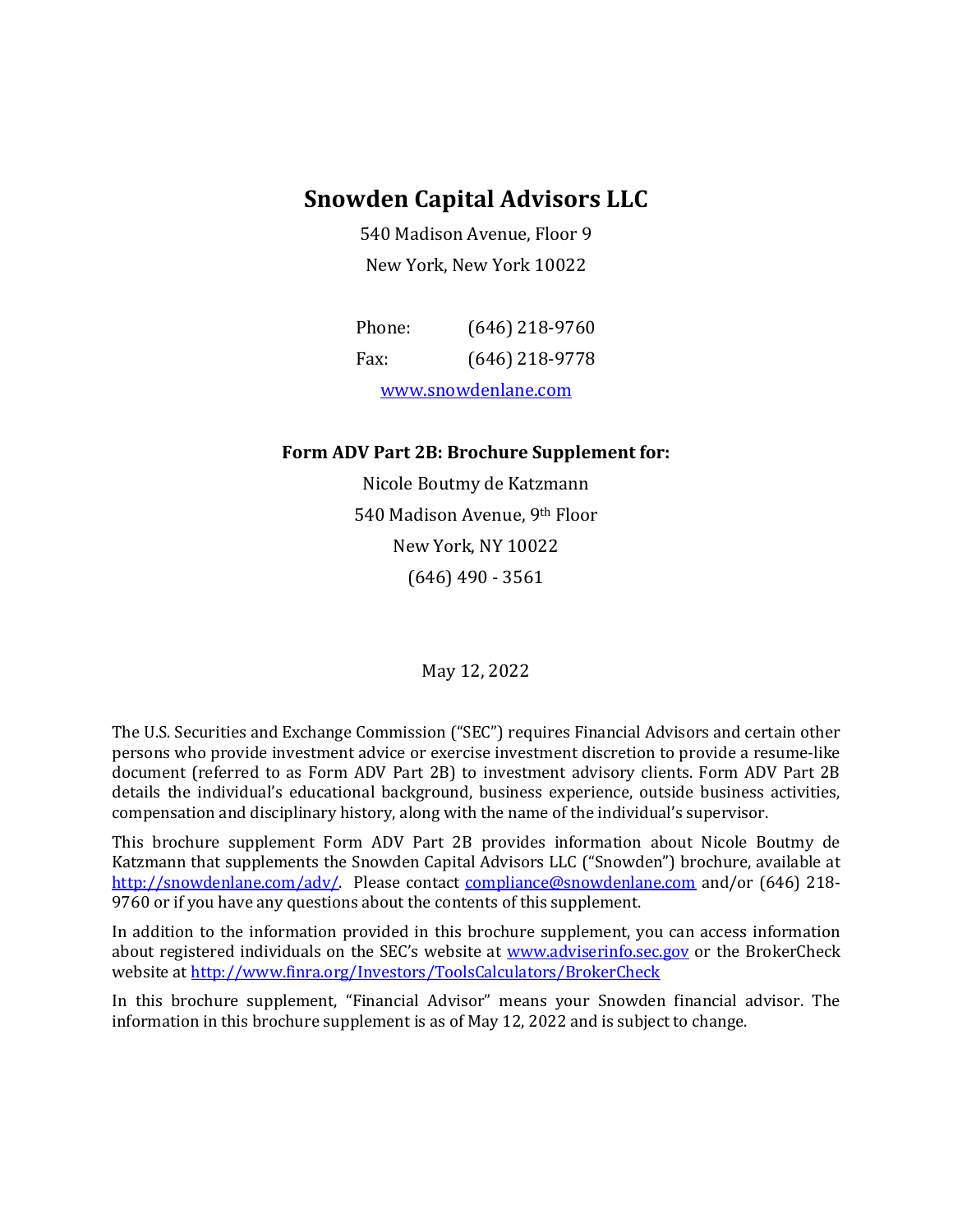# Snowden Capital Advisors LLC

540 Madison Avenue, Floor 9

New York, New York 10022

Phone: (646) 218-9760

Fax: (646) 218-9778

www.snowdenlane.com

**Form ADV Part 2B: Brochure Supplement for:**

Nicole Boutmy de Katzmann

540 Madison Avenue, 9th Floor

New York, NY 10022

(646) 490 - 3561

May 12, 2022

The U.S. Securities and Exchange Commission ("SEC") requires Financial Advisors and certain other persons who provide investment advice or exercise investment discretion to provide a resume-like document (referred to as Form ADV Part 2B) to investment advisory clients. Form ADV Part 2B details the individual's educational background, business experience, outside business activities, compensation and disciplinary history, along with the name of the individual's supervisor.

This brochure supplement Form ADV Part 2B provides information about Nicole Boutmy de Katzmann that supplements the Snowden Capital Advisors LLC ("Snowden") brochure, available at http://snowdenlane.com/adv/. Please contact compliance@snowdenlane.com and/or (646) 218-9760 or if you have any questions about the contents of this supplement.

In addition to the information provided in this brochure supplement, you can access information about registered individuals on the SEC's website at www.adviserinfo.sec.gov or the BrokerCheck website at http://www.finra.org/Investors/ToolsCalculators/BrokerCheck

In this brochure supplement, "Financial Advisor" means your Snowden financial advisor. The information in this brochure supplement is as of May 12, 2022 and is subject to change.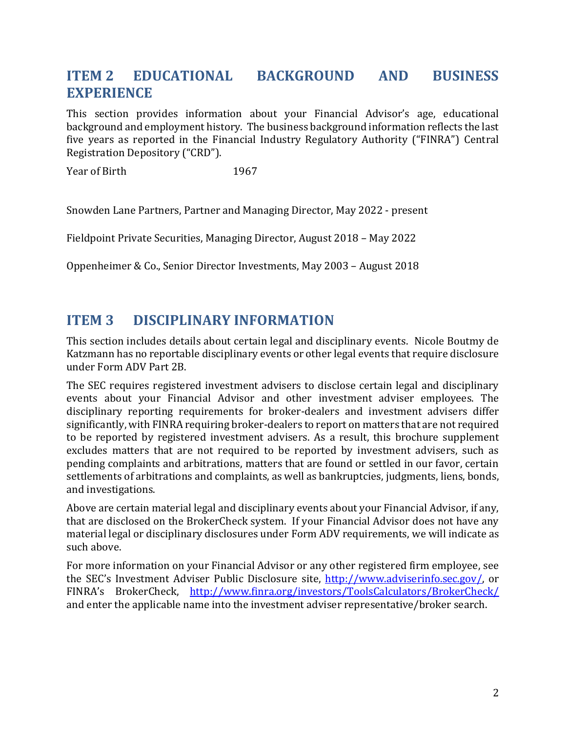## ITEM 2 EDUCATIONAL BACKGROUND AND BUSINESS EXPERIENCE

This section provides information about your Financial Advisor's age, educational background and employment history. The business background information reflects the last five years as reported in the Financial Industry Regulatory Authority ("FINRA") Central Registration Depository ("CRD").

Year of Birth 1967

Snowden Lane Partners, Partner and Managing Director, May 2022 - present

Fieldpoint Private Securities, Managing Director, August 2018 – May 2022

Oppenheimer & Co., Senior Director Investments, May 2003 – August 2018

## ITEM 3 DISCIPLINARY INFORMATION

This section includes details about certain legal and disciplinary events. Nicole Boutmy de Katzmann has no reportable disciplinary events or other legal events that require disclosure under Form ADV Part 2B.

The SEC requires registered investment advisers to disclose certain legal and disciplinary events about your Financial Advisor and other investment adviser employees. The disciplinary reporting requirements for broker-dealers and investment advisers differ significantly, with FINRA requiring broker-dealers to report on matters that are not required to be reported by registered investment advisers. As a result, this brochure supplement excludes matters that are not required to be reported by investment advisers, such as pending complaints and arbitrations, matters that are found or settled in our favor, certain settlements of arbitrations and complaints, as well as bankruptcies, judgments, liens, bonds, and investigations.

Above are certain material legal and disciplinary events about your Financial Advisor, if any, that are disclosed on the BrokerCheck system. If your Financial Advisor does not have any material legal or disciplinary disclosures under Form ADV requirements, we will indicate as such above.

For more information on your Financial Advisor or any other registered firm employee, see the SEC's Investment Adviser Public Disclosure site, http://www.adviserinfo.sec.gov/, or FINRA's BrokerCheck, http://www.finra.org/investors/ToolsCalculators/BrokerCheck/ and enter the applicable name into the investment adviser representative/broker search.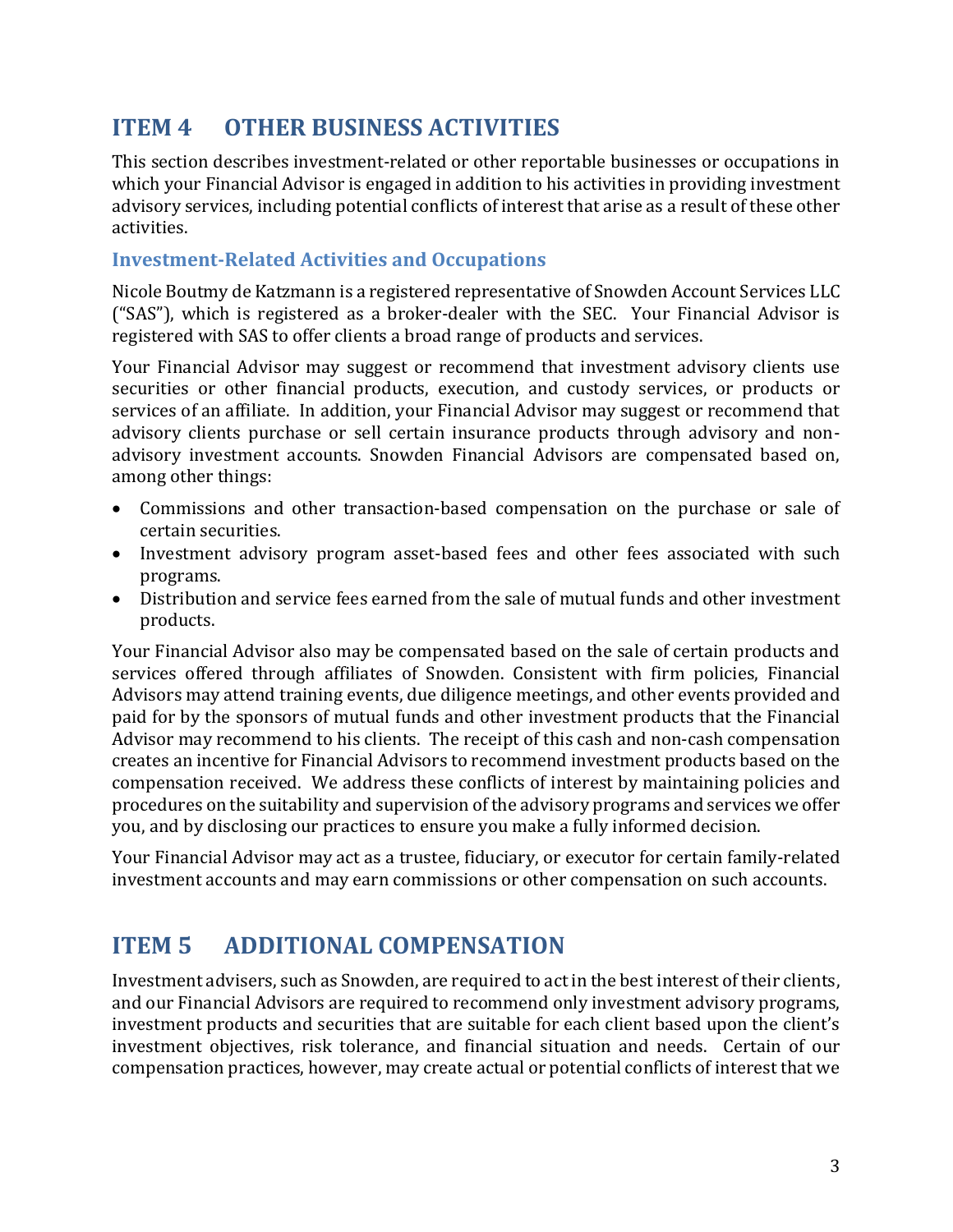## ITEM 4 OTHER BUSINESS ACTIVITIES

This section describes investment-related or other reportable businesses or occupations in which your Financial Advisor is engaged in addition to his activities in providing investment advisory services, including potential conflicts of interest that arise as a result of these other activities.

### Investment-Related Activities and Occupations

Nicole Boutmy de Katzmann is a registered representative of Snowden Account Services LLC ("SAS"), which is registered as a broker-dealer with the SEC. Your Financial Advisor is registered with SAS to offer clients a broad range of products and services.

Your Financial Advisor may suggest or recommend that investment advisory clients use securities or other financial products, execution, and custody services, or products or services of an affiliate. In addition, your Financial Advisor may suggest or recommend that advisory clients purchase or sell certain insurance products through advisory and non-advisory investment accounts. Snowden Financial Advisors are compensated based on, among other things:

- Commissions and other transaction-based compensation on the purchase or sale of certain securities.
- Investment advisory program asset-based fees and other fees associated with such programs.
- Distribution and service fees earned from the sale of mutual funds and other investment products.

Your Financial Advisor also may be compensated based on the sale of certain products and services offered through affiliates of Snowden. Consistent with firm policies, Financial Advisors may attend training events, due diligence meetings, and other events provided and paid for by the sponsors of mutual funds and other investment products that the Financial Advisor may recommend to his clients. The receipt of this cash and non-cash compensation creates an incentive for Financial Advisors to recommend investment products based on the compensation received. We address these conflicts of interest by maintaining policies and procedures on the suitability and supervision of the advisory programs and services we offer you, and by disclosing our practices to ensure you make a fully informed decision.

Your Financial Advisor may act as a trustee, fiduciary, or executor for certain family-related investment accounts and may earn commissions or other compensation on such accounts.

## ITEM 5 ADDITIONAL COMPENSATION

Investment advisers, such as Snowden, are required to act in the best interest of their clients, and our Financial Advisors are required to recommend only investment advisory programs, investment products and securities that are suitable for each client based upon the client's investment objectives, risk tolerance, and financial situation and needs. Certain of our compensation practices, however, may create actual or potential conflicts of interest that we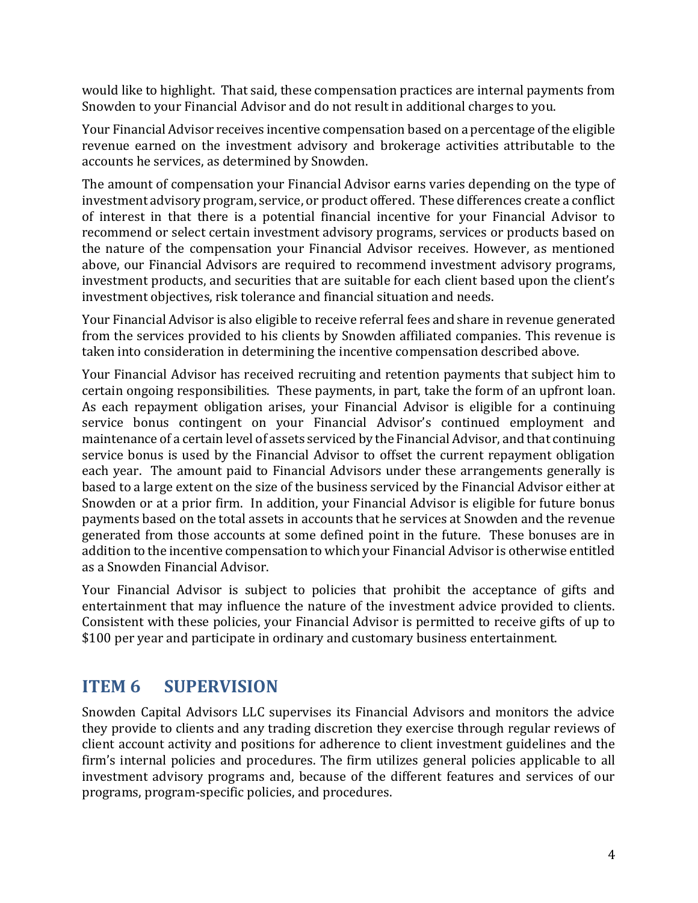would like to highlight. That said, these compensation practices are internal payments from Snowden to your Financial Advisor and do not result in additional charges to you.

Your Financial Advisor receives incentive compensation based on a percentage of the eligible revenue earned on the investment advisory and brokerage activities attributable to the accounts he services, as determined by Snowden.

The amount of compensation your Financial Advisor earns varies depending on the type of investment advisory program, service, or product offered. These differences create a conflict of interest in that there is a potential financial incentive for your Financial Advisor to recommend or select certain investment advisory programs, services or products based on the nature of the compensation your Financial Advisor receives. However, as mentioned above, our Financial Advisors are required to recommend investment advisory programs, investment products, and securities that are suitable for each client based upon the client's investment objectives, risk tolerance and financial situation and needs.

Your Financial Advisor is also eligible to receive referral fees and share in revenue generated from the services provided to his clients by Snowden affiliated companies. This revenue is taken into consideration in determining the incentive compensation described above.

Your Financial Advisor has received recruiting and retention payments that subject him to certain ongoing responsibilities. These payments, in part, take the form of an upfront loan. As each repayment obligation arises, your Financial Advisor is eligible for a continuing service bonus contingent on your Financial Advisor's continued employment and maintenance of a certain level of assets serviced by the Financial Advisor, and that continuing service bonus is used by the Financial Advisor to offset the current repayment obligation each year. The amount paid to Financial Advisors under these arrangements generally is based to a large extent on the size of the business serviced by the Financial Advisor either at Snowden or at a prior firm. In addition, your Financial Advisor is eligible for future bonus payments based on the total assets in accounts that he services at Snowden and the revenue generated from those accounts at some defined point in the future. These bonuses are in addition to the incentive compensation to which your Financial Advisor is otherwise entitled as a Snowden Financial Advisor.

Your Financial Advisor is subject to policies that prohibit the acceptance of gifts and entertainment that may influence the nature of the investment advice provided to clients. Consistent with these policies, your Financial Advisor is permitted to receive gifts of up to $100 per year and participate in ordinary and customary business entertainment.

## ITEM 6 SUPERVISION

Snowden Capital Advisors LLC supervises its Financial Advisors and monitors the advice they provide to clients and any trading discretion they exercise through regular reviews of client account activity and positions for adherence to client investment guidelines and the firm's internal policies and procedures. The firm utilizes general policies applicable to all investment advisory programs and, because of the different features and services of our programs, program-specific policies, and procedures.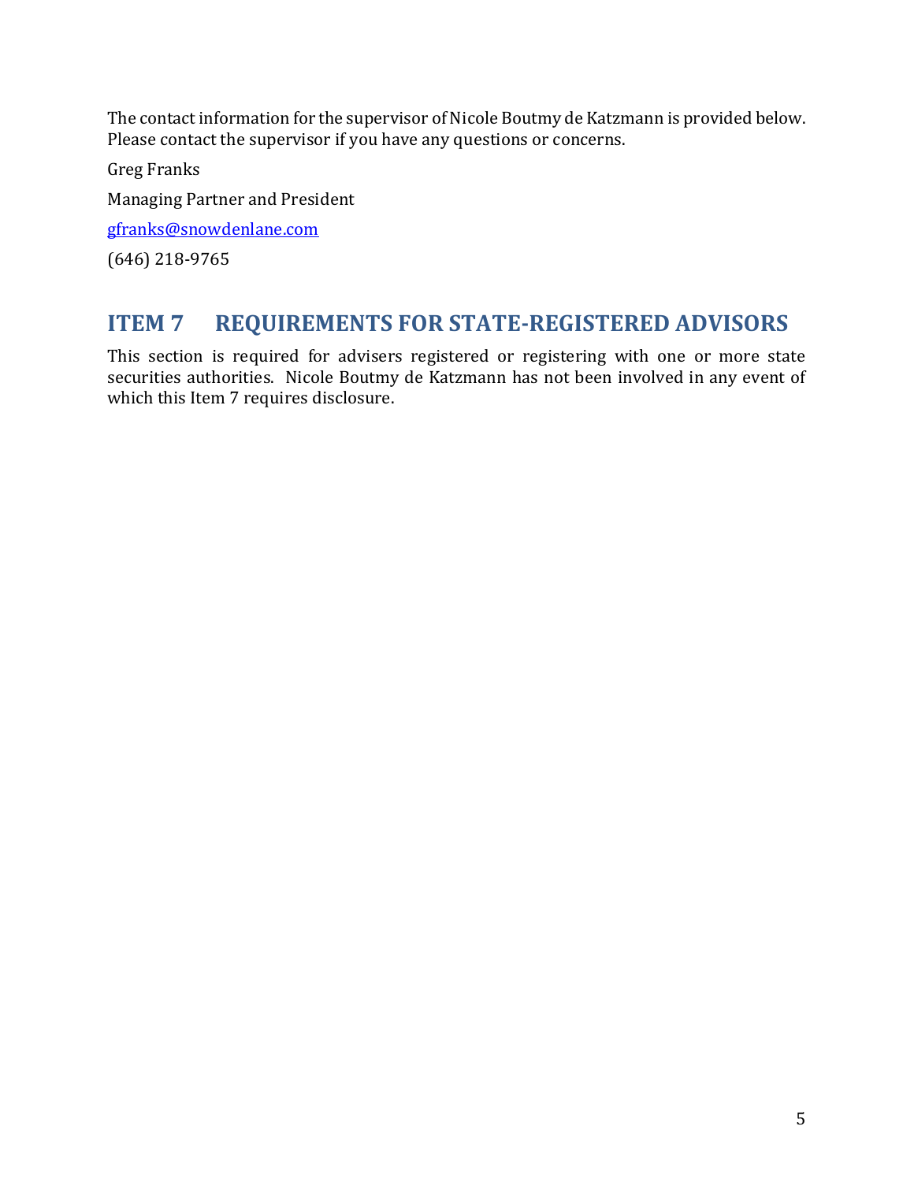The contact information for the supervisor of Nicole Boutmy de Katzmann is provided below. Please contact the supervisor if you have any questions or concerns.

Greg Franks

Managing Partner and President

gfranks@snowdenlane.com

(646) 218-9765

## ITEM 7 REQUIREMENTS FOR STATE-REGISTERED ADVISORS

This section is required for advisers registered or registering with one or more state securities authorities. Nicole Boutmy de Katzmann has not been involved in any event of which this Item 7 requires disclosure.